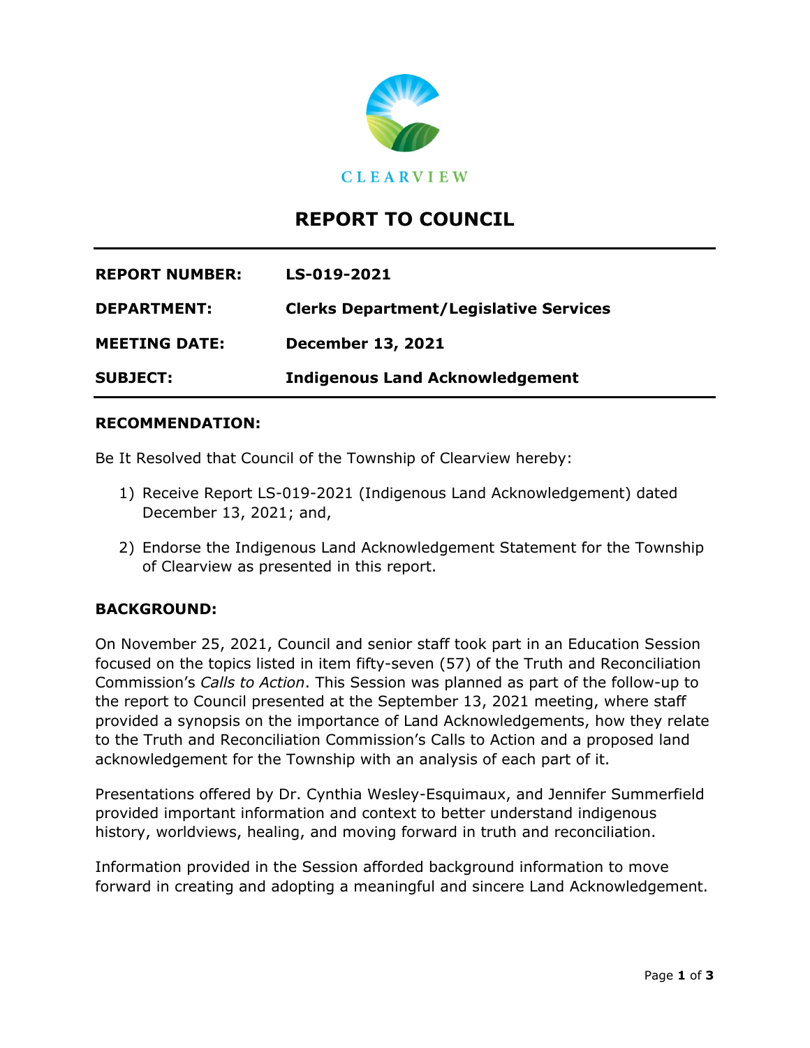CLEARVIEW

# REPORT TO COUNCIL

| | |
|---|---|
| **REPORT NUMBER:** | **LS-019-2021** |
| **DEPARTMENT:** | **Clerks Department/Legislative Services** |
| **MEETING DATE:** | **December 13, 2021** |
| **SUBJECT:** | **Indigenous Land Acknowledgement** |

## RECOMMENDATION:

Be It Resolved that Council of the Township of Clearview hereby:

1) Receive Report LS-019-2021 (Indigenous Land Acknowledgement) dated December 13, 2021; and,
2) Endorse the Indigenous Land Acknowledgement Statement for the Township of Clearview as presented in this report.

## BACKGROUND:

On November 25, 2021, Council and senior staff took part in an Education Session focused on the topics listed in item fifty-seven (57) of the Truth and Reconciliation Commission's *Calls to Action*. This Session was planned as part of the follow-up to the report to Council presented at the September 13, 2021 meeting, where staff provided a synopsis on the importance of Land Acknowledgements, how they relate to the Truth and Reconciliation Commission's Calls to Action and a proposed land acknowledgement for the Township with an analysis of each part of it.

Presentations offered by Dr. Cynthia Wesley-Esquimaux, and Jennifer Summerfield provided important information and context to better understand indigenous history, worldviews, healing, and moving forward in truth and reconciliation.

Information provided in the Session afforded background information to move forward in creating and adopting a meaningful and sincere Land Acknowledgement.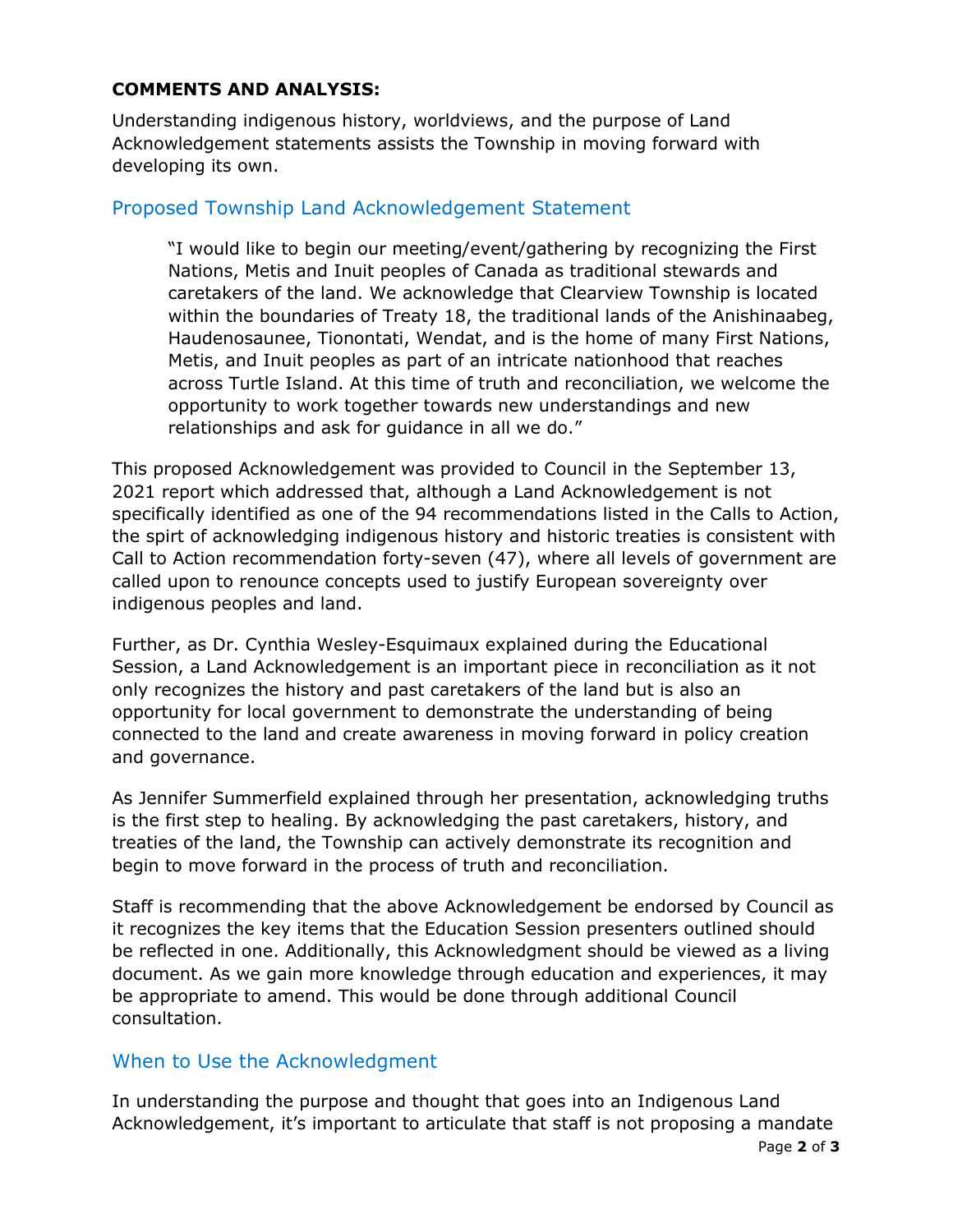**COMMENTS AND ANALYSIS:**

Understanding indigenous history, worldviews, and the purpose of Land Acknowledgement statements assists the Township in moving forward with developing its own.

## Proposed Township Land Acknowledgement Statement

> "I would like to begin our meeting/event/gathering by recognizing the First Nations, Metis and Inuit peoples of Canada as traditional stewards and caretakers of the land. We acknowledge that Clearview Township is located within the boundaries of Treaty 18, the traditional lands of the Anishinaabeg, Haudenosaunee, Tionontati, Wendat, and is the home of many First Nations, Metis, and Inuit peoples as part of an intricate nationhood that reaches across Turtle Island. At this time of truth and reconciliation, we welcome the opportunity to work together towards new understandings and new relationships and ask for guidance in all we do."

This proposed Acknowledgement was provided to Council in the September 13, 2021 report which addressed that, although a Land Acknowledgement is not specifically identified as one of the 94 recommendations listed in the Calls to Action, the spirt of acknowledging indigenous history and historic treaties is consistent with Call to Action recommendation forty-seven (47), where all levels of government are called upon to renounce concepts used to justify European sovereignty over indigenous peoples and land.

Further, as Dr. Cynthia Wesley-Esquimaux explained during the Educational Session, a Land Acknowledgement is an important piece in reconciliation as it not only recognizes the history and past caretakers of the land but is also an opportunity for local government to demonstrate the understanding of being connected to the land and create awareness in moving forward in policy creation and governance.

As Jennifer Summerfield explained through her presentation, acknowledging truths is the first step to healing. By acknowledging the past caretakers, history, and treaties of the land, the Township can actively demonstrate its recognition and begin to move forward in the process of truth and reconciliation.

Staff is recommending that the above Acknowledgement be endorsed by Council as it recognizes the key items that the Education Session presenters outlined should be reflected in one. Additionally, this Acknowledgment should be viewed as a living document. As we gain more knowledge through education and experiences, it may be appropriate to amend. This would be done through additional Council consultation.

## When to Use the Acknowledgment

In understanding the purpose and thought that goes into an Indigenous Land Acknowledgement, it's important to articulate that staff is not proposing a mandate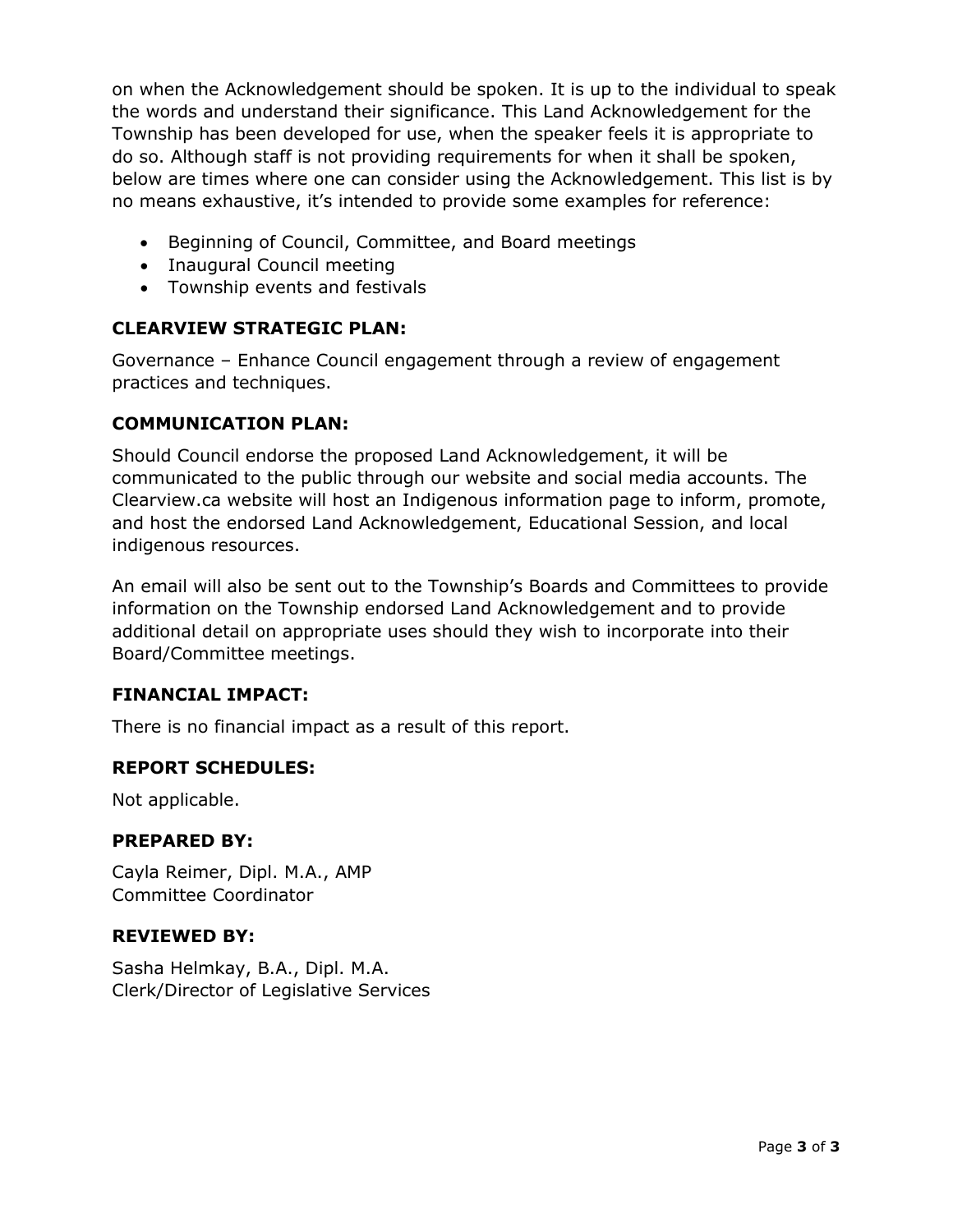on when the Acknowledgement should be spoken. It is up to the individual to speak the words and understand their significance. This Land Acknowledgement for the Township has been developed for use, when the speaker feels it is appropriate to do so. Although staff is not providing requirements for when it shall be spoken, below are times where one can consider using the Acknowledgement. This list is by no means exhaustive, it's intended to provide some examples for reference:

- Beginning of Council, Committee, and Board meetings
- Inaugural Council meeting
- Township events and festivals

### CLEARVIEW STRATEGIC PLAN:

Governance – Enhance Council engagement through a review of engagement practices and techniques.

### COMMUNICATION PLAN:

Should Council endorse the proposed Land Acknowledgement, it will be communicated to the public through our website and social media accounts. The Clearview.ca website will host an Indigenous information page to inform, promote, and host the endorsed Land Acknowledgement, Educational Session, and local indigenous resources.

An email will also be sent out to the Township's Boards and Committees to provide information on the Township endorsed Land Acknowledgement and to provide additional detail on appropriate uses should they wish to incorporate into their Board/Committee meetings.

### FINANCIAL IMPACT:

There is no financial impact as a result of this report.

### REPORT SCHEDULES:

Not applicable.

### PREPARED BY:

Cayla Reimer, Dipl. M.A., AMP
Committee Coordinator

### REVIEWED BY:

Sasha Helmkay, B.A., Dipl. M.A.
Clerk/Director of Legislative Services